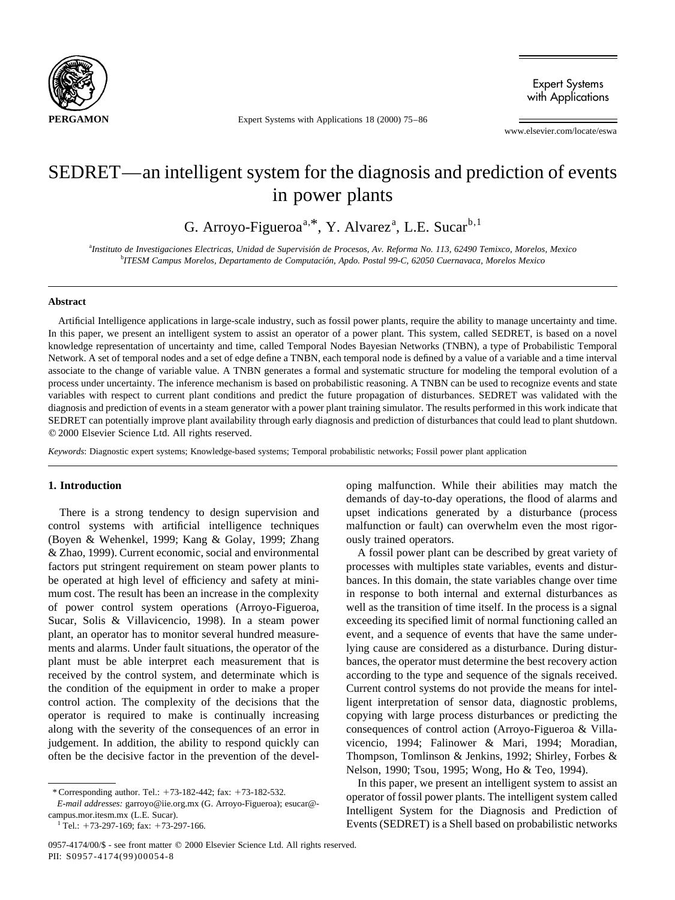# SEDRET—an intelligent system for the diagnosis and prediction of events in power plants

G. Arroyo-Figueroa[a,*], Y. Alvarez[a], L.E. Sucar[b,1]

[a]*Instituto de Investigaciones Electricas, Unidad de Supervisión de Procesos, Av. Reforma No. 113, 62490 Temixco, Morelos, Mexico*
[b]*ITESM Campus Morelos, Departamento de Computación, Apdo. Postal 99-C, 62050 Cuernavaca, Morelos Mexico*

---

### Abstract

Artificial Intelligence applications in large-scale industry, such as fossil power plants, require the ability to manage uncertainty and time. In this paper, we present an intelligent system to assist an operator of a power plant. This system, called SEDRET, is based on a novel knowledge representation of uncertainty and time, called Temporal Nodes Bayesian Networks (TNBN), a type of Probabilistic Temporal Network. A set of temporal nodes and a set of edge define a TNBN, each temporal node is defined by a value of a variable and a time interval associate to the change of variable value. A TNBN generates a formal and systematic structure for modeling the temporal evolution of a process under uncertainty. The inference mechanism is based on probabilistic reasoning. A TNBN can be used to recognize events and state variables with respect to current plant conditions and predict the future propagation of disturbances. SEDRET was validated with the diagnosis and prediction of events in a steam generator with a power plant training simulator. The results performed in this work indicate that SEDRET can potentially improve plant availability through early diagnosis and prediction of disturbances that could lead to plant shutdown.
© 2000 Elsevier Science Ltd. All rights reserved.

*Keywords*: Diagnostic expert systems; Knowledge-based systems; Temporal probabilistic networks; Fossil power plant application

---

## 1. Introduction

There is a strong tendency to design supervision and control systems with artificial intelligence techniques (Boyen & Wehenkel, 1999; Kang & Golay, 1999; Zhang & Zhao, 1999). Current economic, social and environmental factors put stringent requirement on steam power plants to be operated at high level of efficiency and safety at minimum cost. The result has been an increase in the complexity of power control system operations (Arroyo-Figueroa, Sucar, Solis & Villavicencio, 1998). In a steam power plant, an operator has to monitor several hundred measurements and alarms. Under fault situations, the operator of the plant must be able interpret each measurement that is received by the control system, and determinate which is the condition of the equipment in order to make a proper control action. The complexity of the decisions that the operator is required to make is continually increasing along with the severity of the consequences of an error in judgement. In addition, the ability to respond quickly can often be the decisive factor in the prevention of the developing malfunction. While their abilities may match the demands of day-to-day operations, the flood of alarms and upset indications generated by a disturbance (process malfunction or fault) can overwhelm even the most rigorously trained operators.

A fossil power plant can be described by great variety of processes with multiples state variables, events and disturbances. In this domain, the state variables change over time in response to both internal and external disturbances as well as the transition of time itself. In the process is a signal exceeding its specified limit of normal functioning called an event, and a sequence of events that have the same underlying cause are considered as a disturbance. During disturbances, the operator must determine the best recovery action according to the type and sequence of the signals received. Current control systems do not provide the means for intelligent interpretation of sensor data, diagnostic problems, copying with large process disturbances or predicting the consequences of control action (Arroyo-Figueroa & Villavicencio, 1994; Falinower & Mari, 1994; Moradian, Thompson, Tomlinson & Jenkins, 1992; Shirley, Forbes & Nelson, 1990; Tsou, 1995; Wong, Ho & Teo, 1994).

In this paper, we present an intelligent system to assist an operator of fossil power plants. The intelligent system called Intelligent System for the Diagnosis and Prediction of Events (SEDRET) is a Shell based on probabilistic networks

---

* Corresponding author. Tel.: +73-182-442; fax: +73-182-532.
*E-mail addresses:* garroyo@iie.org.mx (G. Arroyo-Figueroa); esucar@campus.mor.itesm.mx (L.E. Sucar).
[1] Tel.: +73-297-169; fax: +73-297-166.

0957-4174/00/$ - see front matter © 2000 Elsevier Science Ltd. All rights reserved.
PII: S0957-4174(99)00054-8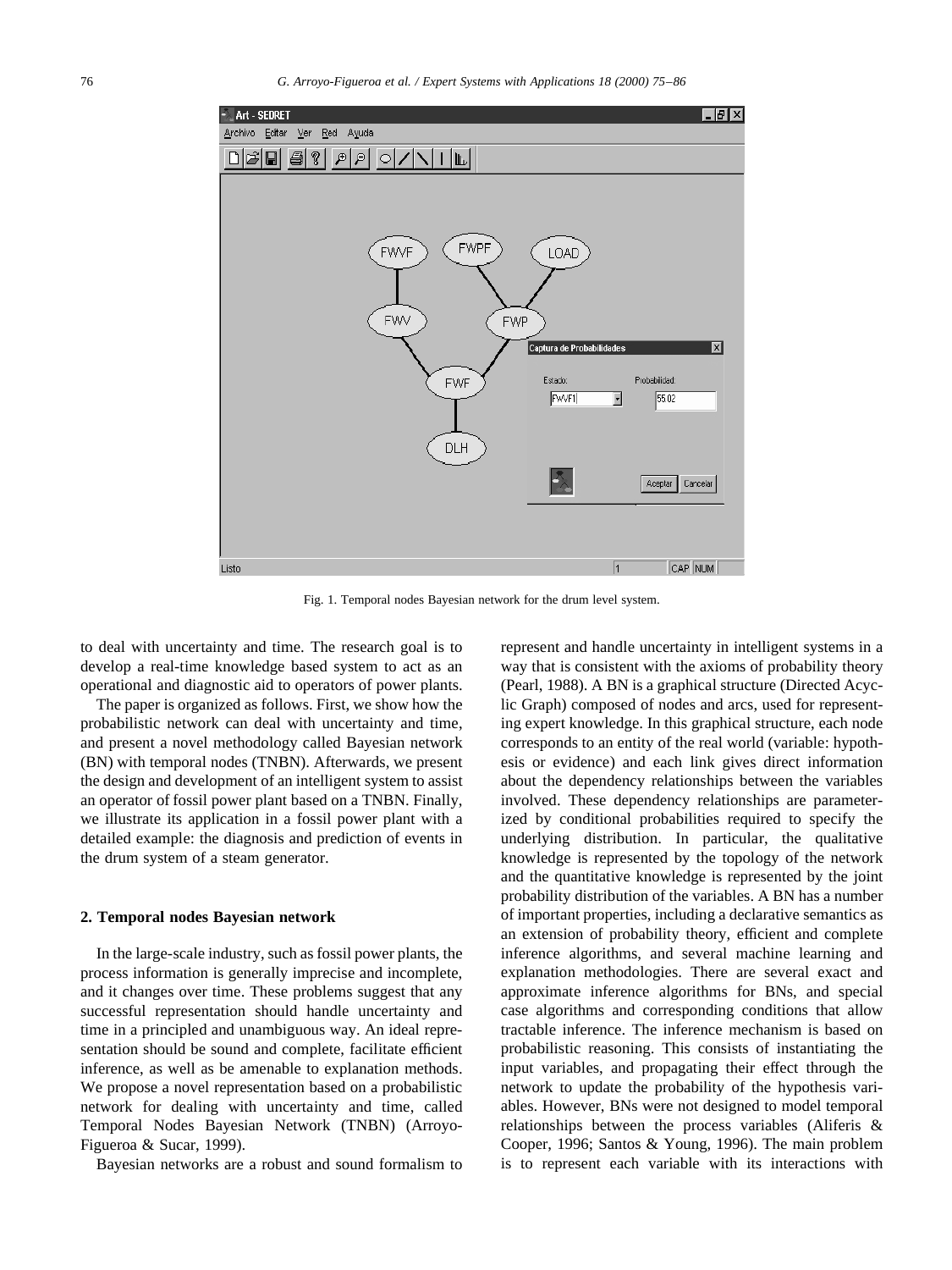Fig. 1. Temporal nodes Bayesian network for the drum level system.

to deal with uncertainty and time. The research goal is to develop a real-time knowledge based system to act as an operational and diagnostic aid to operators of power plants.

The paper is organized as follows. First, we show how the probabilistic network can deal with uncertainty and time, and present a novel methodology called Bayesian network (BN) with temporal nodes (TNBN). Afterwards, we present the design and development of an intelligent system to assist an operator of fossil power plant based on a TNBN. Finally, we illustrate its application in a fossil power plant with a detailed example: the diagnosis and prediction of events in the drum system of a steam generator.

## 2. Temporal nodes Bayesian network

In the large-scale industry, such as fossil power plants, the process information is generally imprecise and incomplete, and it changes over time. These problems suggest that any successful representation should handle uncertainty and time in a principled and unambiguous way. An ideal representation should be sound and complete, facilitate efficient inference, as well as be amenable to explanation methods. We propose a novel representation based on a probabilistic network for dealing with uncertainty and time, called Temporal Nodes Bayesian Network (TNBN) (Arroyo-Figueroa & Sucar, 1999).

Bayesian networks are a robust and sound formalism to represent and handle uncertainty in intelligent systems in a way that is consistent with the axioms of probability theory (Pearl, 1988). A BN is a graphical structure (Directed Acyclic Graph) composed of nodes and arcs, used for representing expert knowledge. In this graphical structure, each node corresponds to an entity of the real world (variable: hypothesis or evidence) and each link gives direct information about the dependency relationships between the variables involved. These dependency relationships are parameterized by conditional probabilities required to specify the underlying distribution. In particular, the qualitative knowledge is represented by the topology of the network and the quantitative knowledge is represented by the joint probability distribution of the variables. A BN has a number of important properties, including a declarative semantics as an extension of probability theory, efficient and complete inference algorithms, and several machine learning and explanation methodologies. There are several exact and approximate inference algorithms for BNs, and special case algorithms and corresponding conditions that allow tractable inference. The inference mechanism is based on probabilistic reasoning. This consists of instantiating the input variables, and propagating their effect through the network to update the probability of the hypothesis variables. However, BNs were not designed to model temporal relationships between the process variables (Aliferis & Cooper, 1996; Santos & Young, 1996). The main problem is to represent each variable with its interactions with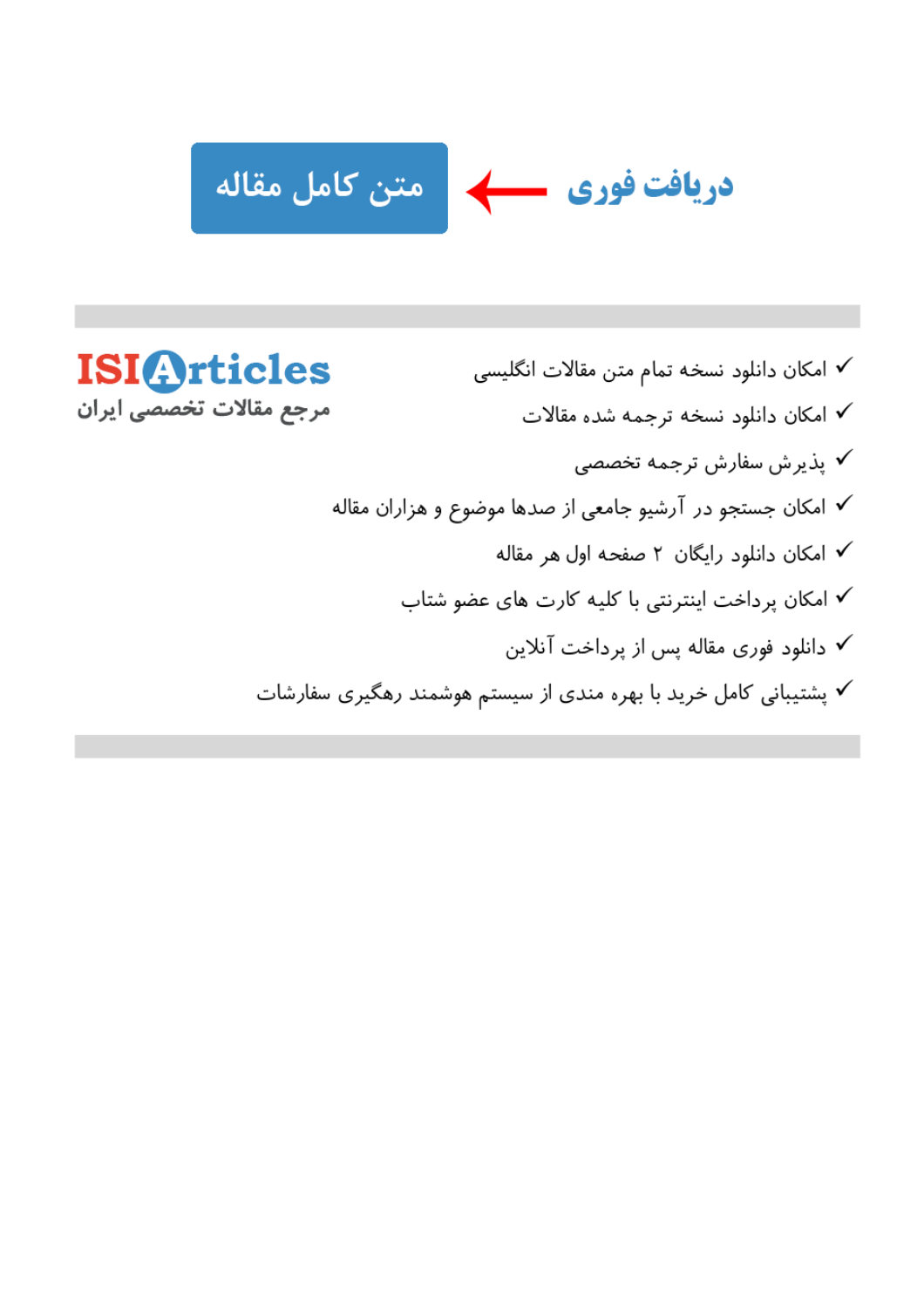دریافت فوری ← متن کامل مقاله

ISIArticles
مرجع مقالات تخصصی ایران

- ✓ امکان دانلود نسخه تمام متن مقالات انگلیسی
- ✓ امکان دانلود نسخه ترجمه شده مقالات
- ✓ پذیرش سفارش ترجمه تخصصی
- ✓ امکان جستجو در آرشیو جامعی از صدها موضوع و هزاران مقاله
- ✓ امکان دانلود رایگان ۲ صفحه اول هر مقاله
- ✓ امکان پرداخت اینترنتی با کلیه کارت های عضو شتاب
- ✓ دانلود فوری مقاله پس از پرداخت آنلاین
- ✓ پشتیبانی کامل خرید با بهره مندی از سیستم هوشمند رهگیری سفارشات